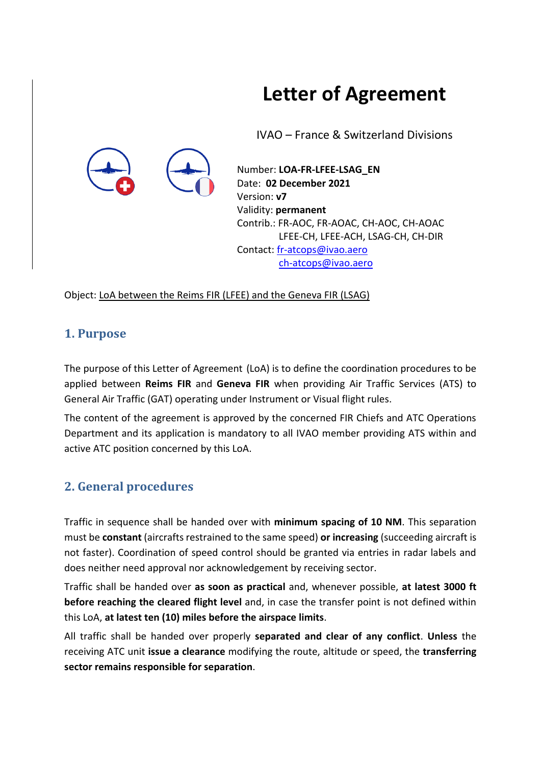# Letter of Agreement

IVAO – France & Switzerland Divisions

Number: **LOA-FR-LFEE-LSAG_EN**
Date: **02 December 2021**
Version: **v7**
Validity: **permanent**
Contrib.: FR-AOC, FR-AOAC, CH-AOC, CH-AOAC
LFEE-CH, LFEE-ACH, LSAG-CH, CH-DIR
Contact: fr-atcops@ivao.aero
ch-atcops@ivao.aero

Object: LoA between the Reims FIR (LFEE) and the Geneva FIR (LSAG)

## 1. Purpose

The purpose of this Letter of Agreement (LoA) is to define the coordination procedures to be applied between **Reims FIR** and **Geneva FIR** when providing Air Traffic Services (ATS) to General Air Traffic (GAT) operating under Instrument or Visual flight rules.

The content of the agreement is approved by the concerned FIR Chiefs and ATC Operations Department and its application is mandatory to all IVAO member providing ATS within and active ATC position concerned by this LoA.

## 2. General procedures

Traffic in sequence shall be handed over with **minimum spacing of 10 NM**. This separation must be **constant** (aircrafts restrained to the same speed) **or increasing** (succeeding aircraft is not faster). Coordination of speed control should be granted via entries in radar labels and does neither need approval nor acknowledgement by receiving sector.

Traffic shall be handed over **as soon as practical** and, whenever possible, **at latest 3000 ft before reaching the cleared flight level** and, in case the transfer point is not defined within this LoA, **at latest ten (10) miles before the airspace limits**.

All traffic shall be handed over properly **separated and clear of any conflict**. **Unless** the receiving ATC unit **issue a clearance** modifying the route, altitude or speed, the **transferring sector remains responsible for separation**.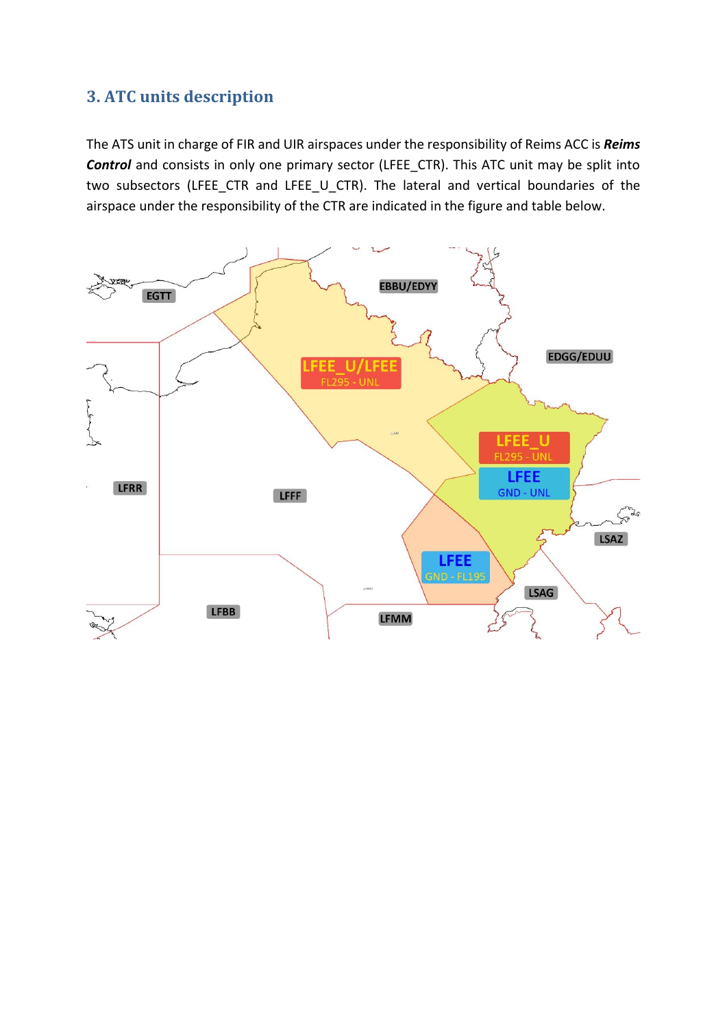## 3. ATC units description

The ATS unit in charge of FIR and UIR airspaces under the responsibility of Reims ACC is ***Reims Control*** and consists in only one primary sector (LFEE_CTR). This ATC unit may be split into two subsectors (LFEE_CTR and LFEE_U_CTR). The lateral and vertical boundaries of the airspace under the responsibility of the CTR are indicated in the figure and table below.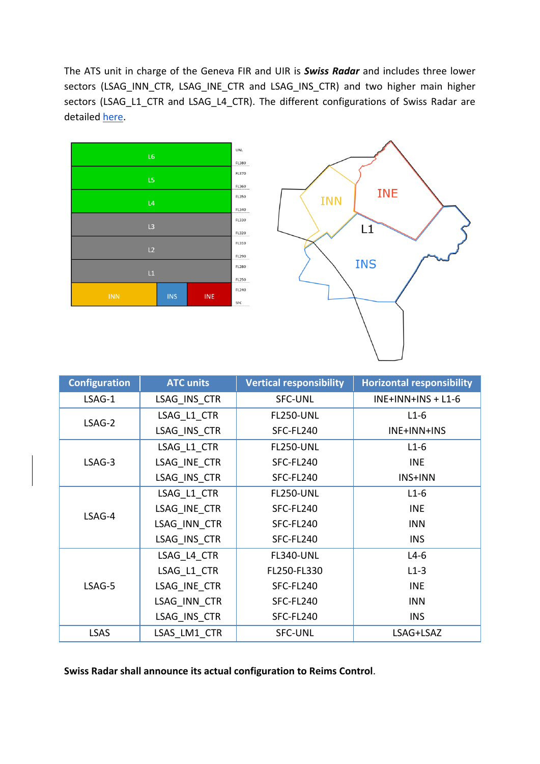The ATS unit in charge of the Geneva FIR and UIR is ***Swiss Radar*** and includes three lower sectors (LSAG_INN_CTR, LSAG_INE_CTR and LSAG_INS_CTR) and two higher main higher sectors (LSAG_L1_CTR and LSAG_L4_CTR). The different configurations of Swiss Radar are detailed [here](#).

| Configuration | ATC units | Vertical responsibility | Horizontal responsibility |
| --- | --- | --- | --- |
| LSAG-1 | LSAG_INS_CTR | SFC-UNL | INE+INN+INS + L1-6 |
| LSAG-2 | LSAG_L1_CTR | FL250-UNL | L1-6 |
| | LSAG_INS_CTR | SFC-FL240 | INE+INN+INS |
| LSAG-3 | LSAG_L1_CTR | FL250-UNL | L1-6 |
| | LSAG_INE_CTR | SFC-FL240 | INE |
| | LSAG_INS_CTR | SFC-FL240 | INS+INN |
| LSAG-4 | LSAG_L1_CTR | FL250-UNL | L1-6 |
| | LSAG_INE_CTR | SFC-FL240 | INE |
| | LSAG_INN_CTR | SFC-FL240 | INN |
| | LSAG_INS_CTR | SFC-FL240 | INS |
| LSAG-5 | LSAG_L4_CTR | FL340-UNL | L4-6 |
| | LSAG_L1_CTR | FL250-FL330 | L1-3 |
| | LSAG_INE_CTR | SFC-FL240 | INE |
| | LSAG_INN_CTR | SFC-FL240 | INN |
| | LSAG_INS_CTR | SFC-FL240 | INS |
| LSAS | LSAS_LM1_CTR | SFC-UNL | LSAG+LSAZ |

**Swiss Radar shall announce its actual configuration to Reims Control**.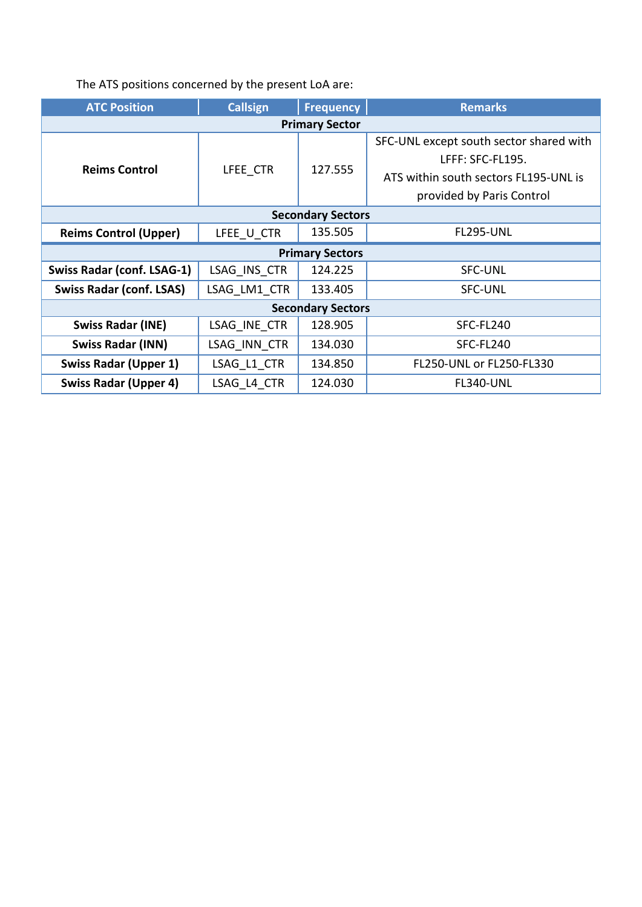The ATS positions concerned by the present LoA are:

| ATC Position | Callsign | Frequency | Remarks |
|---|---|---|---|
| **Primary Sector** | | | |
| **Reims Control** | LFEE_CTR | 127.555 | SFC-UNL except south sector shared with LFFF: SFC-FL195. ATS within south sectors FL195-UNL is provided by Paris Control |
| **Secondary Sectors** | | | |
| **Reims Control (Upper)** | LFEE_U_CTR | 135.505 | FL295-UNL |
| **Primary Sectors** | | | |
| **Swiss Radar (conf. LSAG-1)** | LSAG_INS_CTR | 124.225 | SFC-UNL |
| **Swiss Radar (conf. LSAS)** | LSAG_LM1_CTR | 133.405 | SFC-UNL |
| **Secondary Sectors** | | | |
| **Swiss Radar (INE)** | LSAG_INE_CTR | 128.905 | SFC-FL240 |
| **Swiss Radar (INN)** | LSAG_INN_CTR | 134.030 | SFC-FL240 |
| **Swiss Radar (Upper 1)** | LSAG_L1_CTR | 134.850 | FL250-UNL or FL250-FL330 |
| **Swiss Radar (Upper 4)** | LSAG_L4_CTR | 124.030 | FL340-UNL |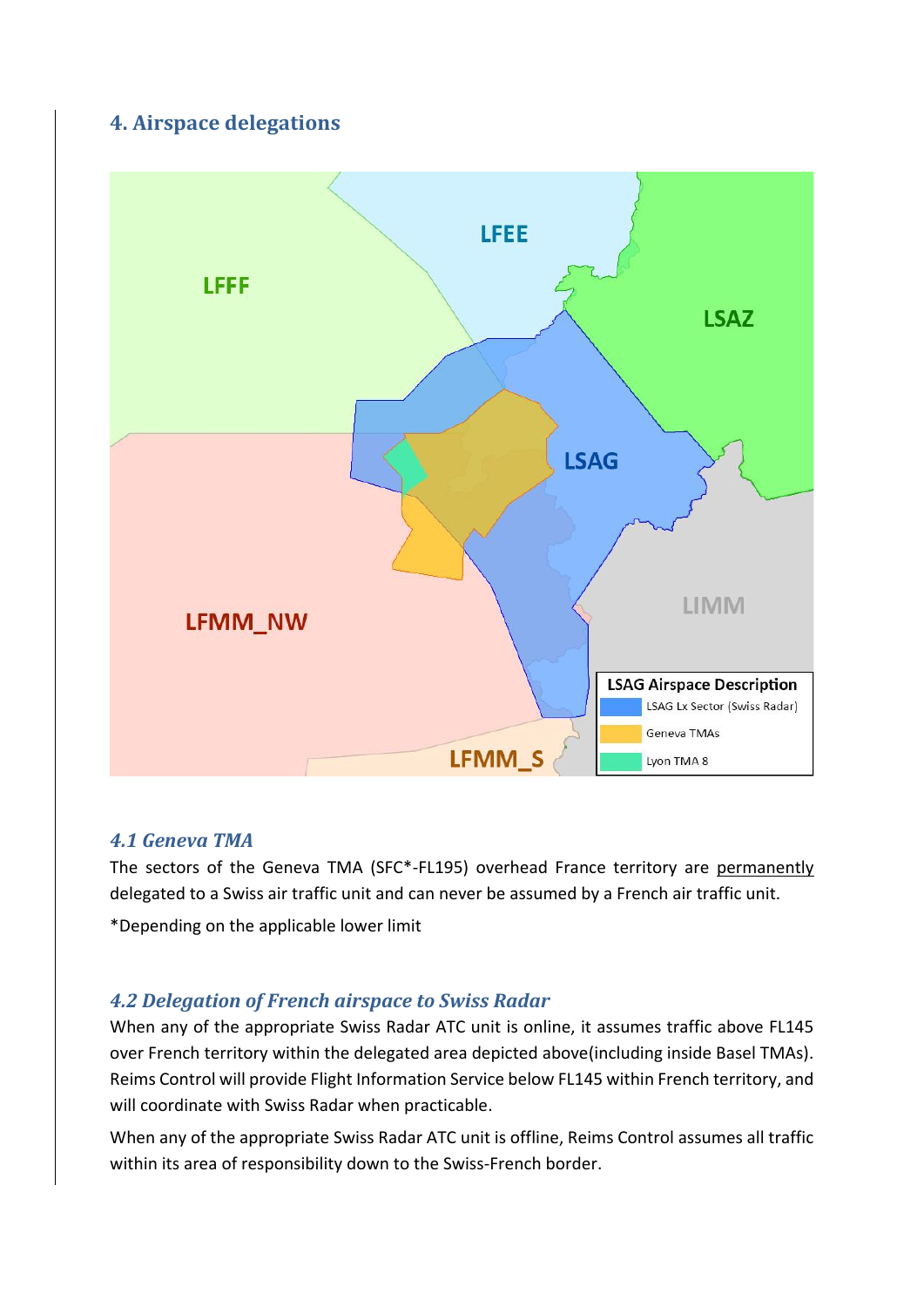## 4. Airspace delegations

### *4.1 Geneva TMA*

The sectors of the Geneva TMA (SFC*-FL195) overhead France territory are permanently delegated to a Swiss air traffic unit and can never be assumed by a French air traffic unit.

*Depending on the applicable lower limit

### *4.2 Delegation of French airspace to Swiss Radar*

When any of the appropriate Swiss Radar ATC unit is online, it assumes traffic above FL145 over French territory within the delegated area depicted above(including inside Basel TMAs). Reims Control will provide Flight Information Service below FL145 within French territory, and will coordinate with Swiss Radar when practicable.

When any of the appropriate Swiss Radar ATC unit is offline, Reims Control assumes all traffic within its area of responsibility down to the Swiss-French border.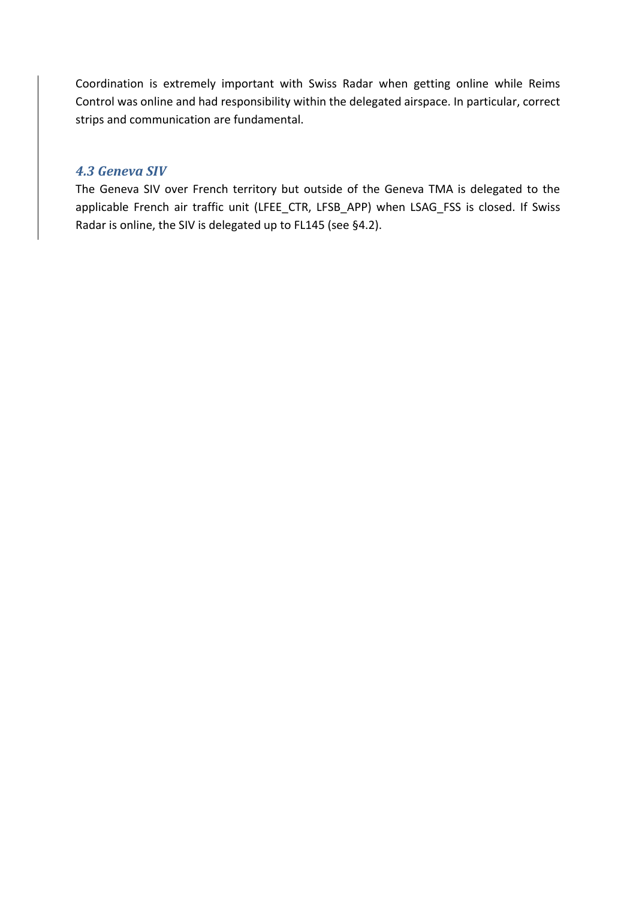Coordination is extremely important with Swiss Radar when getting online while Reims Control was online and had responsibility within the delegated airspace. In particular, correct strips and communication are fundamental.

### 4.3 Geneva SIV

The Geneva SIV over French territory but outside of the Geneva TMA is delegated to the applicable French air traffic unit (LFEE_CTR, LFSB_APP) when LSAG_FSS is closed. If Swiss Radar is online, the SIV is delegated up to FL145 (see §4.2).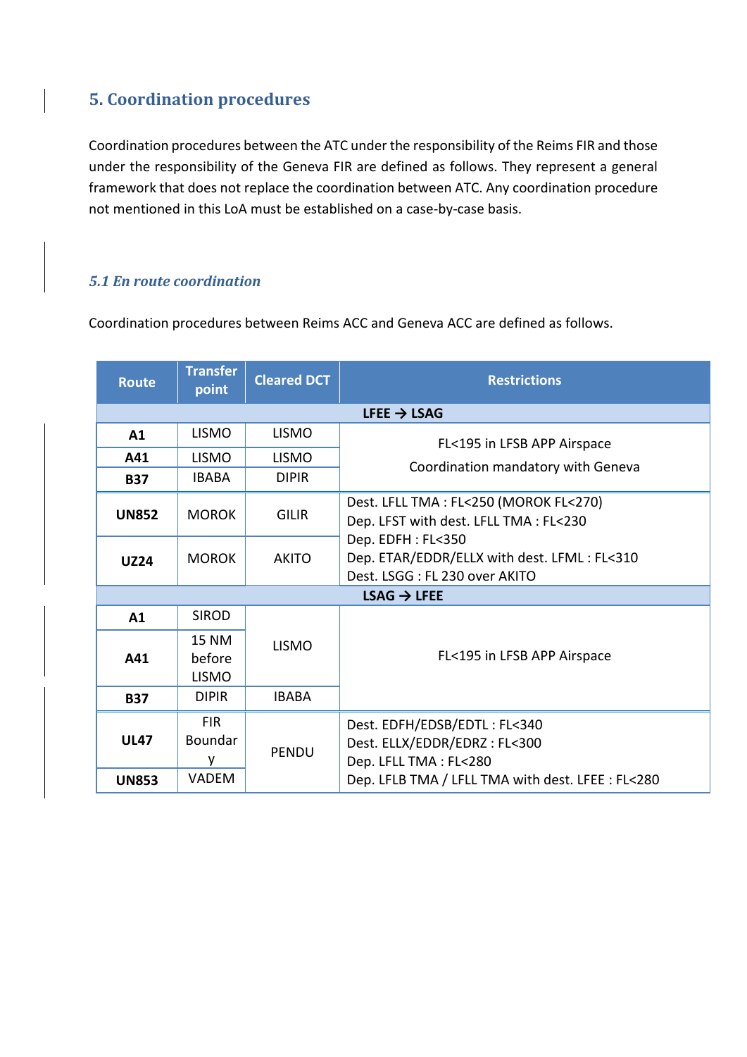## 5. Coordination procedures

Coordination procedures between the ATC under the responsibility of the Reims FIR and those under the responsibility of the Geneva FIR are defined as follows. They represent a general framework that does not replace the coordination between ATC. Any coordination procedure not mentioned in this LoA must be established on a case-by-case basis.

### *5.1 En route coordination*

Coordination procedures between Reims ACC and Geneva ACC are defined as follows.

| Route | Transfer point | Cleared DCT | Restrictions |
|---|---|---|---|
| **LFEE → LSAG** | | | |
| **A1** | LISMO | LISMO | FL<195 in LFSB APP Airspace<br>Coordination mandatory with Geneva |
| **A41** | LISMO | LISMO | |
| **B37** | IBABA | DIPIR | |
| **UN852** | MOROK | GILIR | Dest. LFLL TMA : FL<250 (MOROK FL<270)<br>Dep. LFST with dest. LFLL TMA : FL<230<br>Dep. EDFH : FL<350<br>Dep. ETAR/EDDR/ELLX with dest. LFML : FL<310<br>Dest. LSGG : FL 230 over AKITO |
| **UZ24** | MOROK | AKITO | |
| **LSAG → LFEE** | | | |
| **A1** | SIROD | LISMO | FL<195 in LFSB APP Airspace |
| **A41** | 15 NM before LISMO | | |
| **B37** | DIPIR | IBABA | |
| **UL47** | FIR Boundary | PENDU | Dest. EDFH/EDSB/EDTL : FL<340<br>Dest. ELLX/EDDR/EDRZ : FL<300<br>Dep. LFLL TMA : FL<280<br>Dep. LFLB TMA / LFLL TMA with dest. LFEE : FL<280 |
| **UN853** | VADEM | | |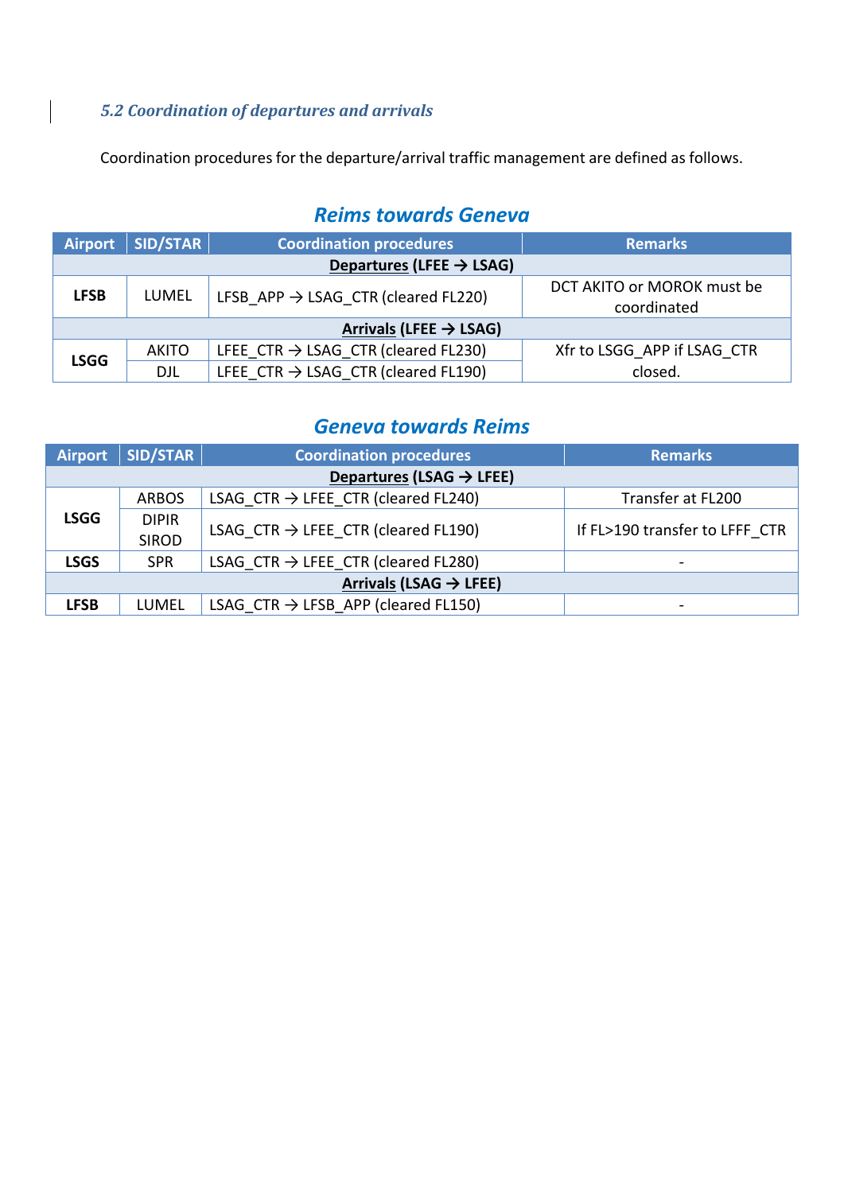### *5.2 Coordination of departures and arrivals*

Coordination procedures for the departure/arrival traffic management are defined as follows.

## *Reims towards Geneva*

| Airport | SID/STAR | Coordination procedures | Remarks |
|---|---|---|---|
| **Departures (LFEE → LSAG)** | | | |
| **LFSB** | LUMEL | LFSB_APP → LSAG_CTR (cleared FL220) | DCT AKITO or MOROK must be coordinated |
| **Arrivals (LFEE → LSAG)** | | | |
| **LSGG** | AKITO | LFEE_CTR → LSAG_CTR (cleared FL230) | Xfr to LSGG_APP if LSAG_CTR closed. |
| | DJL | LFEE_CTR → LSAG_CTR (cleared FL190) | |

## *Geneva towards Reims*

| Airport | SID/STAR | Coordination procedures | Remarks |
|---|---|---|---|
| **Departures (LSAG → LFEE)** | | | |
| **LSGG** | ARBOS | LSAG_CTR → LFEE_CTR (cleared FL240) | Transfer at FL200 |
| | DIPIR SIROD | LSAG_CTR → LFEE_CTR (cleared FL190) | If FL>190 transfer to LFFF_CTR |
| **LSGS** | SPR | LSAG_CTR → LFEE_CTR (cleared FL280) | - |
| **Arrivals (LSAG → LFEE)** | | | |
| **LFSB** | LUMEL | LSAG_CTR → LFSB_APP (cleared FL150) | - |